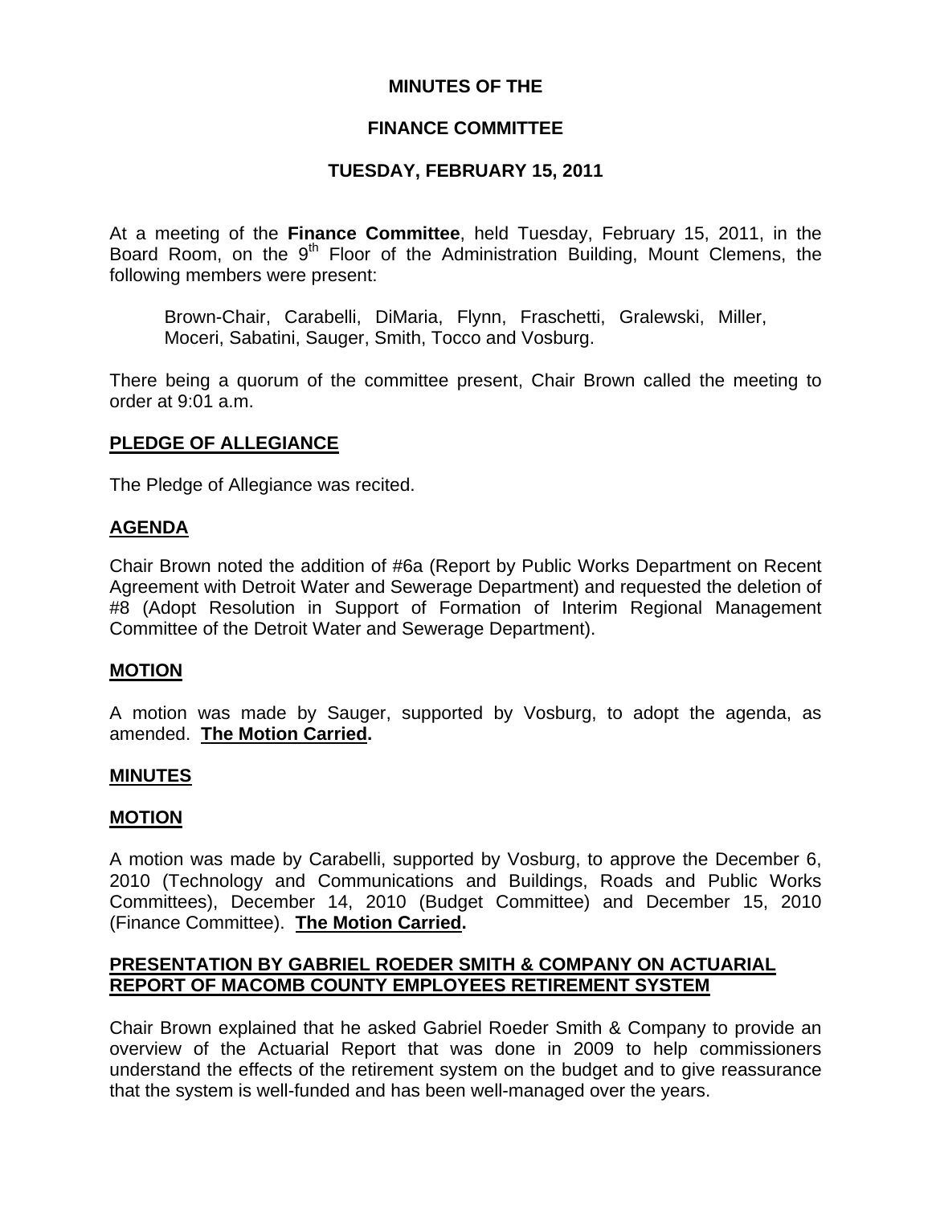# MINUTES OF THE

# FINANCE COMMITTEE

# TUESDAY, FEBRUARY 15, 2011

At a meeting of the **Finance Committee**, held Tuesday, February 15, 2011, in the Board Room, on the 9th Floor of the Administration Building, Mount Clemens, the following members were present:

Brown-Chair, Carabelli, DiMaria, Flynn, Fraschetti, Gralewski, Miller, Moceri, Sabatini, Sauger, Smith, Tocco and Vosburg.

There being a quorum of the committee present, Chair Brown called the meeting to order at 9:01 a.m.

## PLEDGE OF ALLEGIANCE

The Pledge of Allegiance was recited.

## AGENDA

Chair Brown noted the addition of #6a (Report by Public Works Department on Recent Agreement with Detroit Water and Sewerage Department) and requested the deletion of #8 (Adopt Resolution in Support of Formation of Interim Regional Management Committee of the Detroit Water and Sewerage Department).

## MOTION

A motion was made by Sauger, supported by Vosburg, to adopt the agenda, as amended. **The Motion Carried.**

## MINUTES

## MOTION

A motion was made by Carabelli, supported by Vosburg, to approve the December 6, 2010 (Technology and Communications and Buildings, Roads and Public Works Committees), December 14, 2010 (Budget Committee) and December 15, 2010 (Finance Committee). **The Motion Carried.**

## PRESENTATION BY GABRIEL ROEDER SMITH & COMPANY ON ACTUARIAL REPORT OF MACOMB COUNTY EMPLOYEES RETIREMENT SYSTEM

Chair Brown explained that he asked Gabriel Roeder Smith & Company to provide an overview of the Actuarial Report that was done in 2009 to help commissioners understand the effects of the retirement system on the budget and to give reassurance that the system is well-funded and has been well-managed over the years.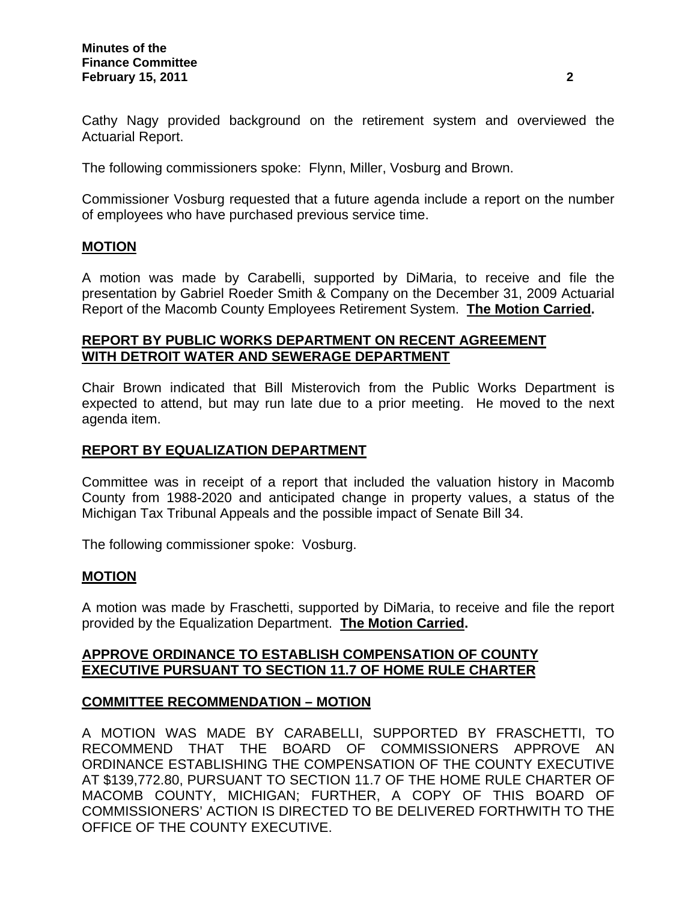Cathy Nagy provided background on the retirement system and overviewed the Actuarial Report.

The following commissioners spoke: Flynn, Miller, Vosburg and Brown.

Commissioner Vosburg requested that a future agenda include a report on the number of employees who have purchased previous service time.

## MOTION

A motion was made by Carabelli, supported by DiMaria, to receive and file the presentation by Gabriel Roeder Smith & Company on the December 31, 2009 Actuarial Report of the Macomb County Employees Retirement System. **The Motion Carried.**

## REPORT BY PUBLIC WORKS DEPARTMENT ON RECENT AGREEMENT WITH DETROIT WATER AND SEWERAGE DEPARTMENT

Chair Brown indicated that Bill Misterovich from the Public Works Department is expected to attend, but may run late due to a prior meeting. He moved to the next agenda item.

## REPORT BY EQUALIZATION DEPARTMENT

Committee was in receipt of a report that included the valuation history in Macomb County from 1988-2020 and anticipated change in property values, a status of the Michigan Tax Tribunal Appeals and the possible impact of Senate Bill 34.

The following commissioner spoke: Vosburg.

## MOTION

A motion was made by Fraschetti, supported by DiMaria, to receive and file the report provided by the Equalization Department. **The Motion Carried.**

## APPROVE ORDINANCE TO ESTABLISH COMPENSATION OF COUNTY EXECUTIVE PURSUANT TO SECTION 11.7 OF HOME RULE CHARTER

## COMMITTEE RECOMMENDATION – MOTION

A MOTION WAS MADE BY CARABELLI, SUPPORTED BY FRASCHETTI, TO RECOMMEND THAT THE BOARD OF COMMISSIONERS APPROVE AN ORDINANCE ESTABLISHING THE COMPENSATION OF THE COUNTY EXECUTIVE AT $139,772.80, PURSUANT TO SECTION 11.7 OF THE HOME RULE CHARTER OF MACOMB COUNTY, MICHIGAN; FURTHER, A COPY OF THIS BOARD OF COMMISSIONERS' ACTION IS DIRECTED TO BE DELIVERED FORTHWITH TO THE OFFICE OF THE COUNTY EXECUTIVE.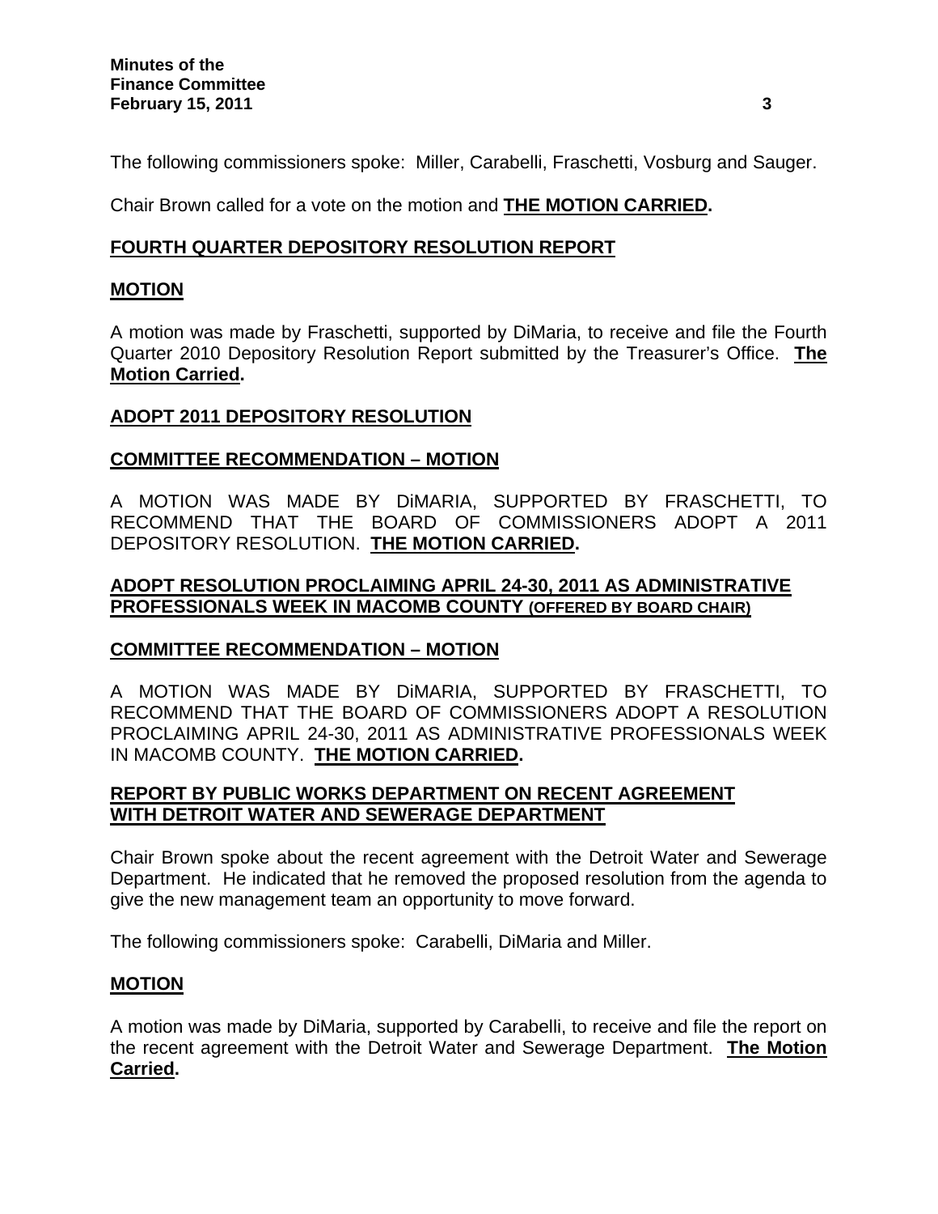The following commissioners spoke: Miller, Carabelli, Fraschetti, Vosburg and Sauger.

Chair Brown called for a vote on the motion and **THE MOTION CARRIED.**

## FOURTH QUARTER DEPOSITORY RESOLUTION REPORT

### MOTION

A motion was made by Fraschetti, supported by DiMaria, to receive and file the Fourth Quarter 2010 Depository Resolution Report submitted by the Treasurer's Office. **The Motion Carried.**

## ADOPT 2011 DEPOSITORY RESOLUTION

### COMMITTEE RECOMMENDATION – MOTION

A MOTION WAS MADE BY DiMARIA, SUPPORTED BY FRASCHETTI, TO RECOMMEND THAT THE BOARD OF COMMISSIONERS ADOPT A 2011 DEPOSITORY RESOLUTION. **THE MOTION CARRIED.**

## ADOPT RESOLUTION PROCLAIMING APRIL 24-30, 2011 AS ADMINISTRATIVE PROFESSIONALS WEEK IN MACOMB COUNTY (OFFERED BY BOARD CHAIR)

### COMMITTEE RECOMMENDATION – MOTION

A MOTION WAS MADE BY DiMARIA, SUPPORTED BY FRASCHETTI, TO RECOMMEND THAT THE BOARD OF COMMISSIONERS ADOPT A RESOLUTION PROCLAIMING APRIL 24-30, 2011 AS ADMINISTRATIVE PROFESSIONALS WEEK IN MACOMB COUNTY. **THE MOTION CARRIED.**

## REPORT BY PUBLIC WORKS DEPARTMENT ON RECENT AGREEMENT WITH DETROIT WATER AND SEWERAGE DEPARTMENT

Chair Brown spoke about the recent agreement with the Detroit Water and Sewerage Department. He indicated that he removed the proposed resolution from the agenda to give the new management team an opportunity to move forward.

The following commissioners spoke: Carabelli, DiMaria and Miller.

### MOTION

A motion was made by DiMaria, supported by Carabelli, to receive and file the report on the recent agreement with the Detroit Water and Sewerage Department. **The Motion Carried.**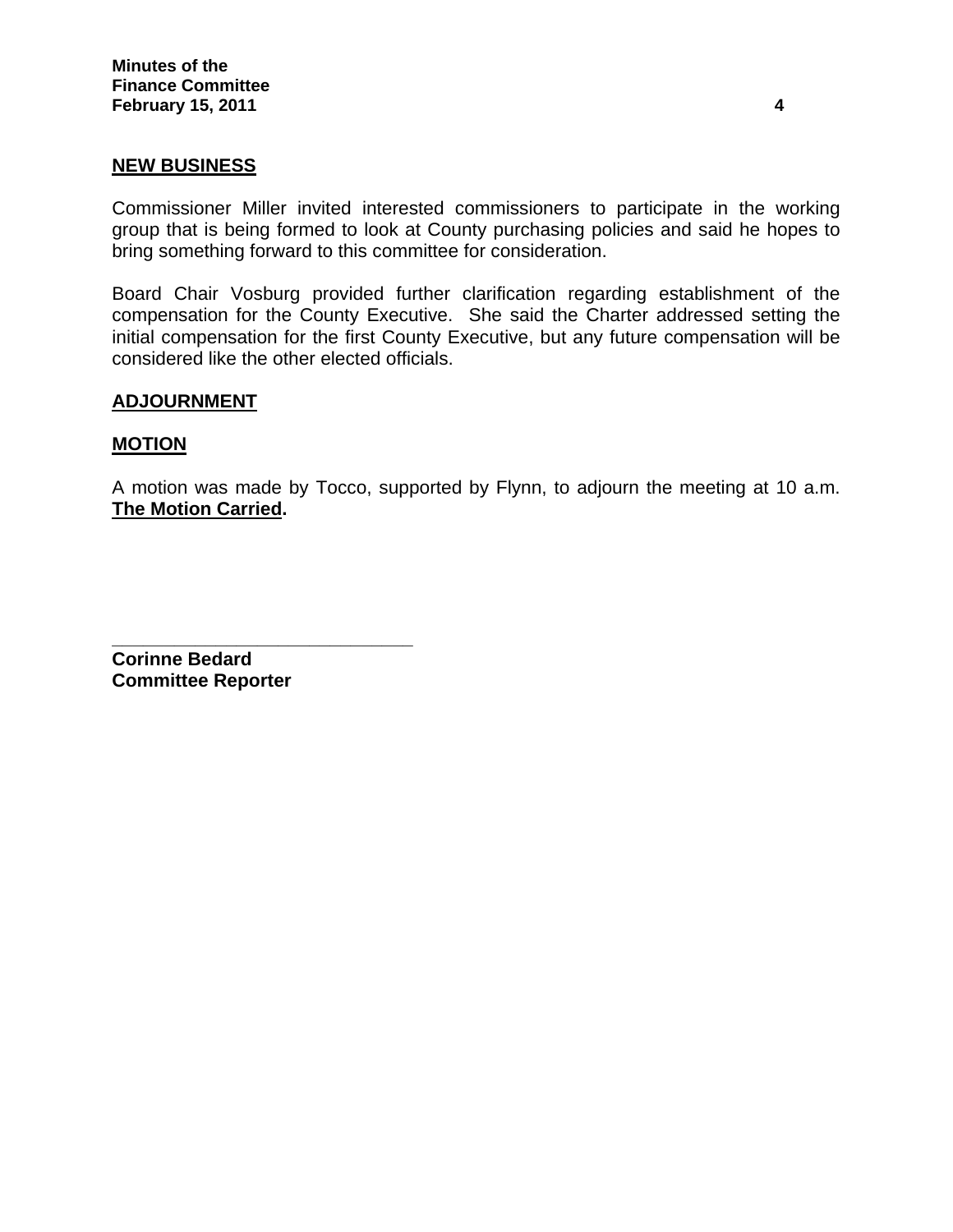## NEW BUSINESS

Commissioner Miller invited interested commissioners to participate in the working group that is being formed to look at County purchasing policies and said he hopes to bring something forward to this committee for consideration.

Board Chair Vosburg provided further clarification regarding establishment of the compensation for the County Executive. She said the Charter addressed setting the initial compensation for the first County Executive, but any future compensation will be considered like the other elected officials.

## ADJOURNMENT

## MOTION

A motion was made by Tocco, supported by Flynn, to adjourn the meeting at 10 a.m. **The Motion Carried.**

______________________________

**Corinne Bedard**
**Committee Reporter**